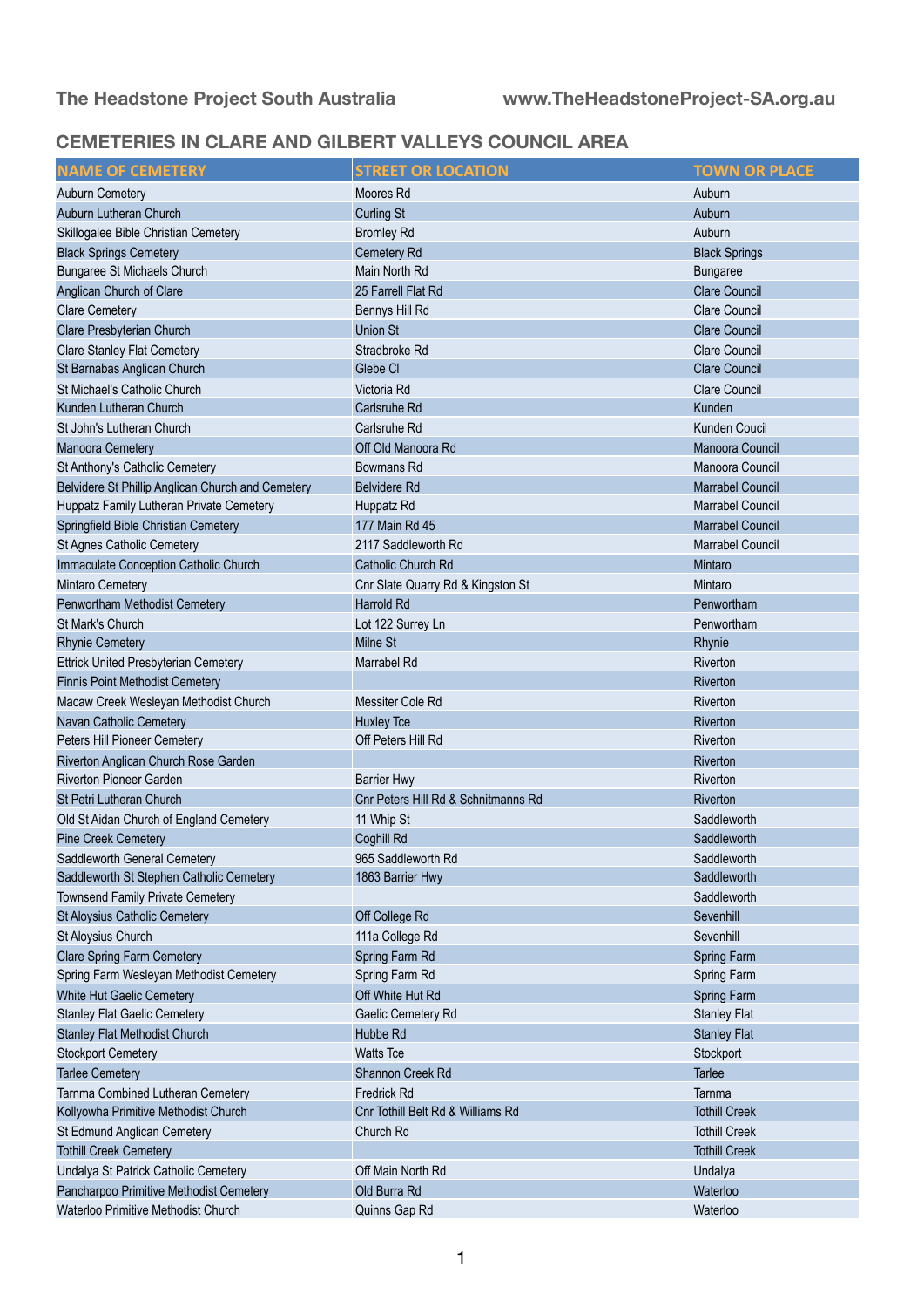The Headstone Project South Australia www.TheHeadstoneProject-SA.org.au

## CEMETERIES IN CLARE AND GILBERT VALLEYS COUNCIL AREA

| NAME OF CEMETERY | STREET OR LOCATION | TOWN OR PLACE |
|---|---|---|
| Auburn Cemetery | Moores Rd | Auburn |
| Auburn Lutheran Church | Curling St | Auburn |
| Skillogalee Bible Christian Cemetery | Bromley Rd | Auburn |
| Black Springs Cemetery | Cemetery Rd | Black Springs |
| Bungaree St Michaels Church | Main North Rd | Bungaree |
| Anglican Church of Clare | 25 Farrell Flat Rd | Clare Council |
| Clare Cemetery | Bennys Hill Rd | Clare Council |
| Clare Presbyterian Church | Union St | Clare Council |
| Clare Stanley Flat Cemetery | Stradbroke Rd | Clare Council |
| St Barnabas Anglican Church | Glebe Cl | Clare Council |
| St Michael's Catholic Church | Victoria Rd | Clare Council |
| Kunden Lutheran Church | Carlsruhe Rd | Kunden |
| St John's Lutheran Church | Carlsruhe Rd | Kunden Coucil |
| Manoora Cemetery | Off Old Manoora Rd | Manoora Council |
| St Anthony's Catholic Cemetery | Bowmans Rd | Manoora Council |
| Belvidere St Phillip Anglican Church and Cemetery | Belvidere Rd | Marrabel Council |
| Huppatz Family Lutheran Private Cemetery | Huppatz Rd | Marrabel Council |
| Springfield Bible Christian Cemetery | 177 Main Rd 45 | Marrabel Council |
| St Agnes Catholic Cemetery | 2117 Saddleworth Rd | Marrabel Council |
| Immaculate Conception Catholic Church | Catholic Church Rd | Mintaro |
| Mintaro Cemetery | Cnr Slate Quarry Rd & Kingston St | Mintaro |
| Penwortham Methodist Cemetery | Harrold Rd | Penwortham |
| St Mark's Church | Lot 122 Surrey Ln | Penwortham |
| Rhynie Cemetery | Milne St | Rhynie |
| Ettrick United Presbyterian Cemetery | Marrabel Rd | Riverton |
| Finnis Point Methodist Cemetery | | Riverton |
| Macaw Creek Wesleyan Methodist Church | Messiter Cole Rd | Riverton |
| Navan Catholic Cemetery | Huxley Tce | Riverton |
| Peters Hill Pioneer Cemetery | Off Peters Hill Rd | Riverton |
| Riverton Anglican Church Rose Garden | | Riverton |
| Riverton Pioneer Garden | Barrier Hwy | Riverton |
| St Petri Lutheran Church | Cnr Peters Hill Rd & Schnitmanns Rd | Riverton |
| Old St Aidan Church of England Cemetery | 11 Whip St | Saddleworth |
| Pine Creek Cemetery | Coghill Rd | Saddleworth |
| Saddleworth General Cemetery | 965 Saddleworth Rd | Saddleworth |
| Saddleworth St Stephen Catholic Cemetery | 1863 Barrier Hwy | Saddleworth |
| Townsend Family Private Cemetery | | Saddleworth |
| St Aloysius Catholic Cemetery | Off College Rd | Sevenhill |
| St Aloysius Church | 111a College Rd | Sevenhill |
| Clare Spring Farm Cemetery | Spring Farm Rd | Spring Farm |
| Spring Farm Wesleyan Methodist Cemetery | Spring Farm Rd | Spring Farm |
| White Hut Gaelic Cemetery | Off White Hut Rd | Spring Farm |
| Stanley Flat Gaelic Cemetery | Gaelic Cemetery Rd | Stanley Flat |
| Stanley Flat Methodist Church | Hubbe Rd | Stanley Flat |
| Stockport Cemetery | Watts Tce | Stockport |
| Tarlee Cemetery | Shannon Creek Rd | Tarlee |
| Tarnma Combined Lutheran Cemetery | Fredrick Rd | Tarnma |
| Kollyowha Primitive Methodist Church | Cnr Tothill Belt Rd & Williams Rd | Tothill Creek |
| St Edmund Anglican Cemetery | Church Rd | Tothill Creek |
| Tothill Creek Cemetery | | Tothill Creek |
| Undalya St Patrick Catholic Cemetery | Off Main North Rd | Undalya |
| Pancharpoo Primitive Methodist Cemetery | Old Burra Rd | Waterloo |
| Waterloo Primitive Methodist Church | Quinns Gap Rd | Waterloo |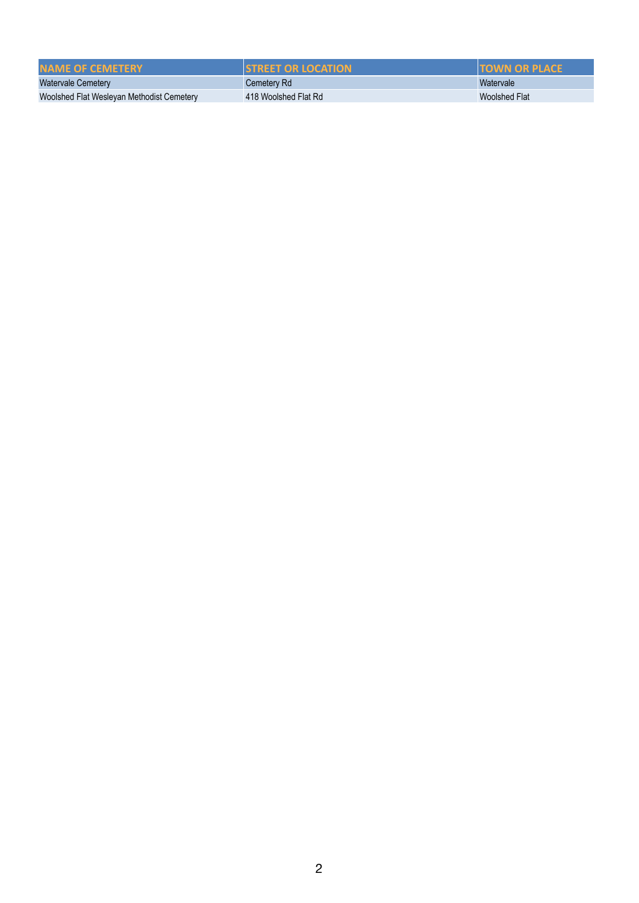| NAME OF CEMETERY | STREET OR LOCATION | TOWN OR PLACE |
|---|---|---|
| Watervale Cemetery | Cemetery Rd | Watervale |
| Woolshed Flat Wesleyan Methodist Cemetery | 418 Woolshed Flat Rd | Woolshed Flat |